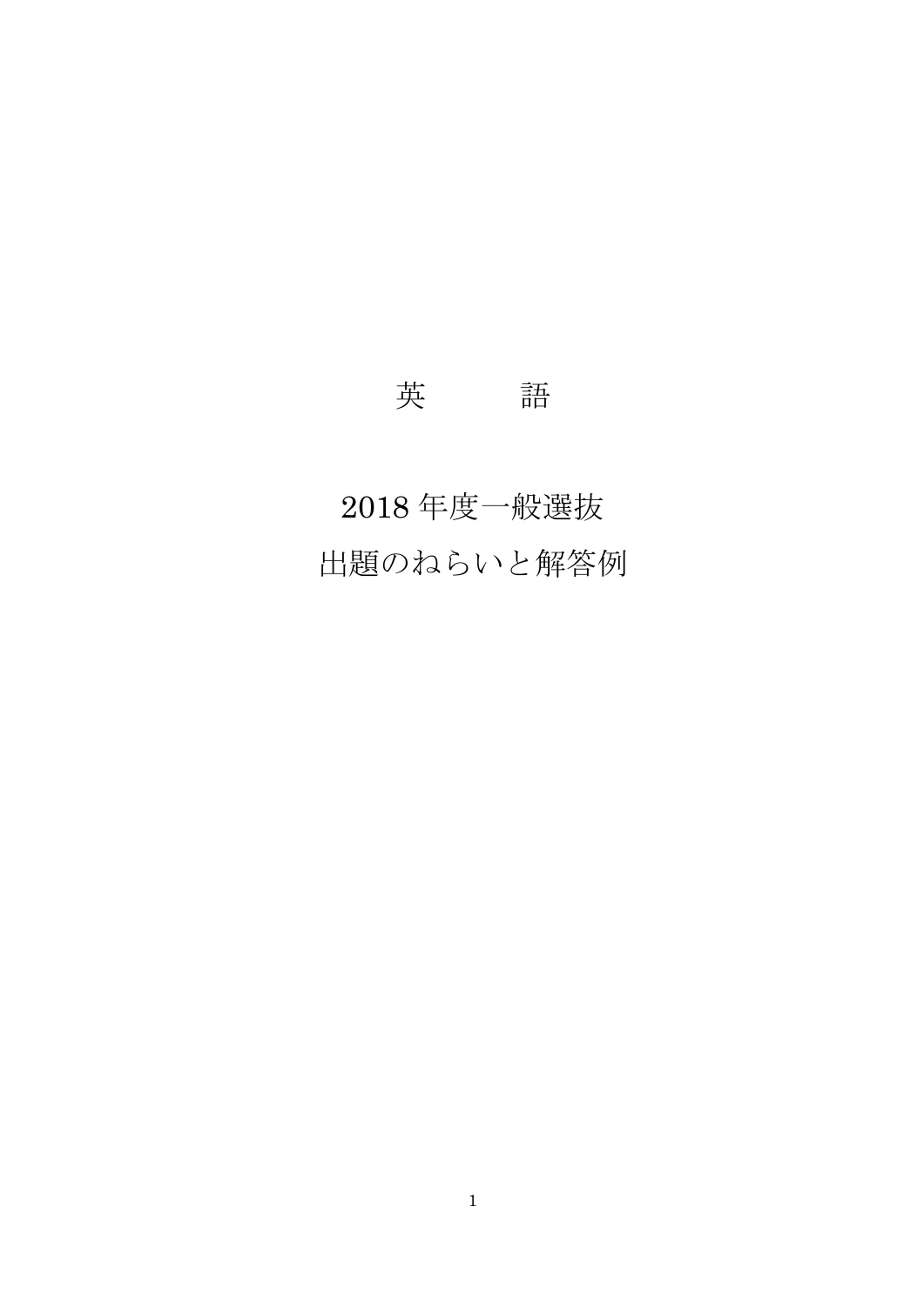# 英　　　語

## 2018 年度一般選抜
## 出題のねらいと解答例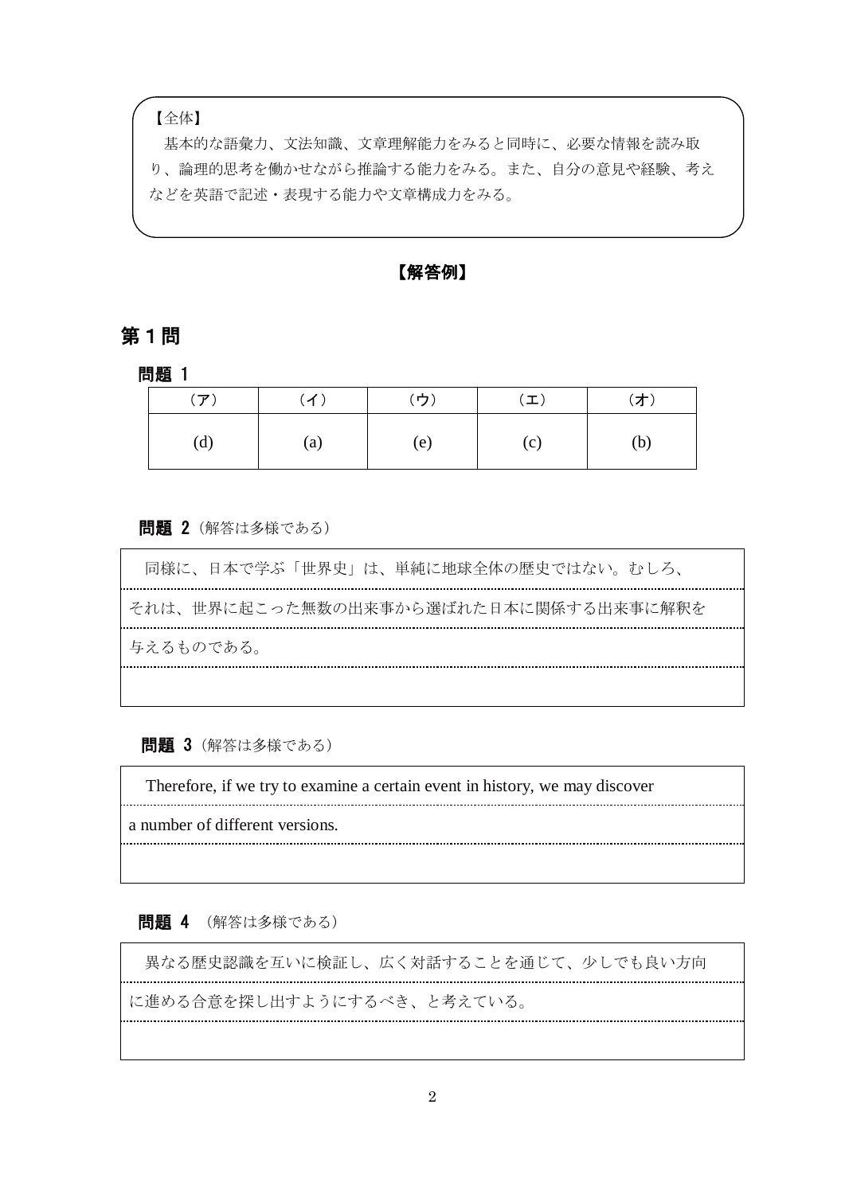【全体】

基本的な語彙力、文法知識、文章理解能力をみると同時に、必要な情報を読み取り、論理的思考を働かせながら推論する能力をみる。また、自分の意見や経験、考えなどを英語で記述・表現する能力や文章構成力をみる。

**【解答例】**

## 第１問

### 問題 1

| （ア） | （イ） | （ウ） | （エ） | （オ） |
|---|---|---|---|---|
| (d) | (a) | (e) | (c) | (b) |

### 問題 2（解答は多様である）

同様に、日本で学ぶ「世界史」は、単純に地球全体の歴史ではない。むしろ、それは、世界に起こった無数の出来事から選ばれた日本に関係する出来事に解釈を与えるものである。

### 問題 3（解答は多様である）

Therefore, if we try to examine a certain event in history, we may discover a number of different versions.

### 問題 4（解答は多様である）

異なる歴史認識を互いに検証し、広く対話することを通じて、少しでも良い方向に進める合意を探し出すようにするべき、と考えている。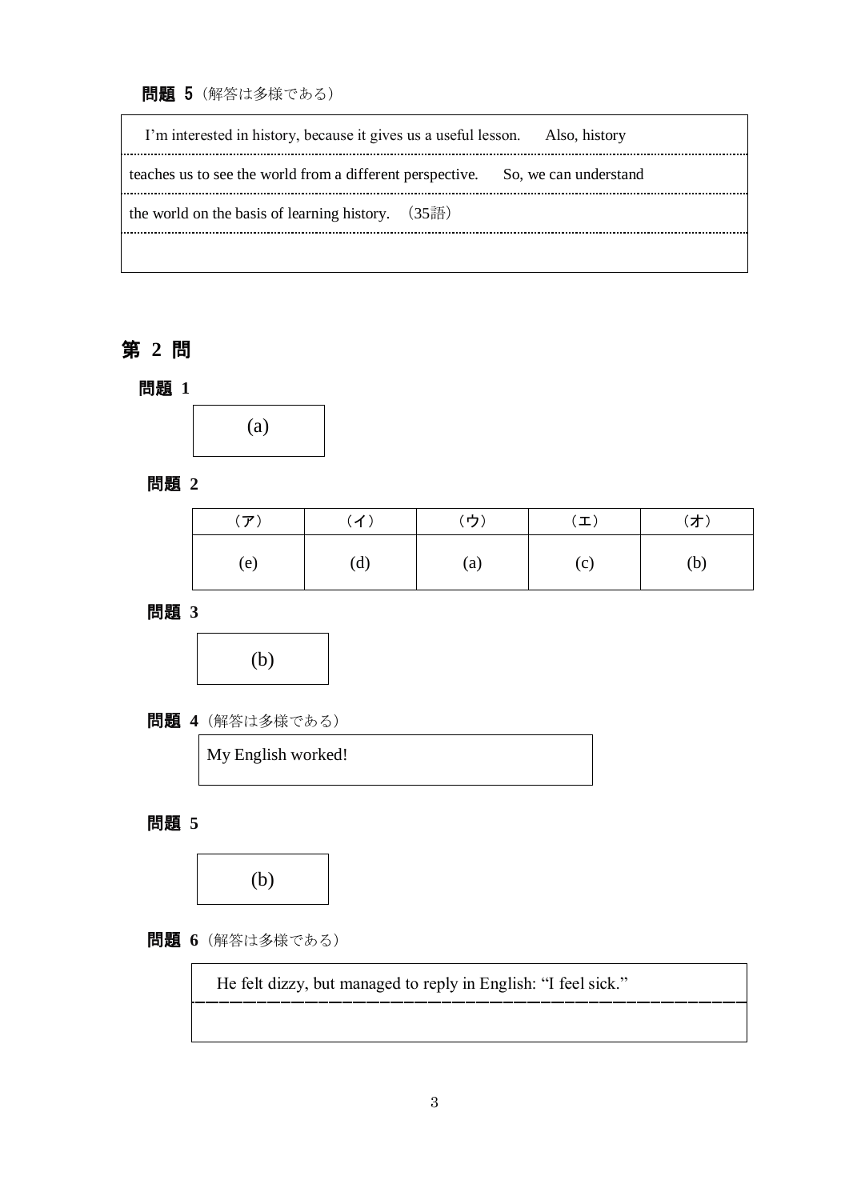**問題 5**（解答は多様である）

I'm interested in history, because it gives us a useful lesson. Also, history teaches us to see the world from a different perspective. So, we can understand the world on the basis of learning history. （35語）

## 第 2 問

**問題 1**

(a)

**問題 2**

| （ア） | （イ） | （ウ） | （エ） | （オ） |
|---|---|---|---|---|
| (e) | (d) | (a) | (c) | (b) |

**問題 3**

(b)

**問題 4**（解答は多様である）

My English worked!

**問題 5**

(b)

**問題 6**（解答は多様である）

He felt dizzy, but managed to reply in English: "I feel sick."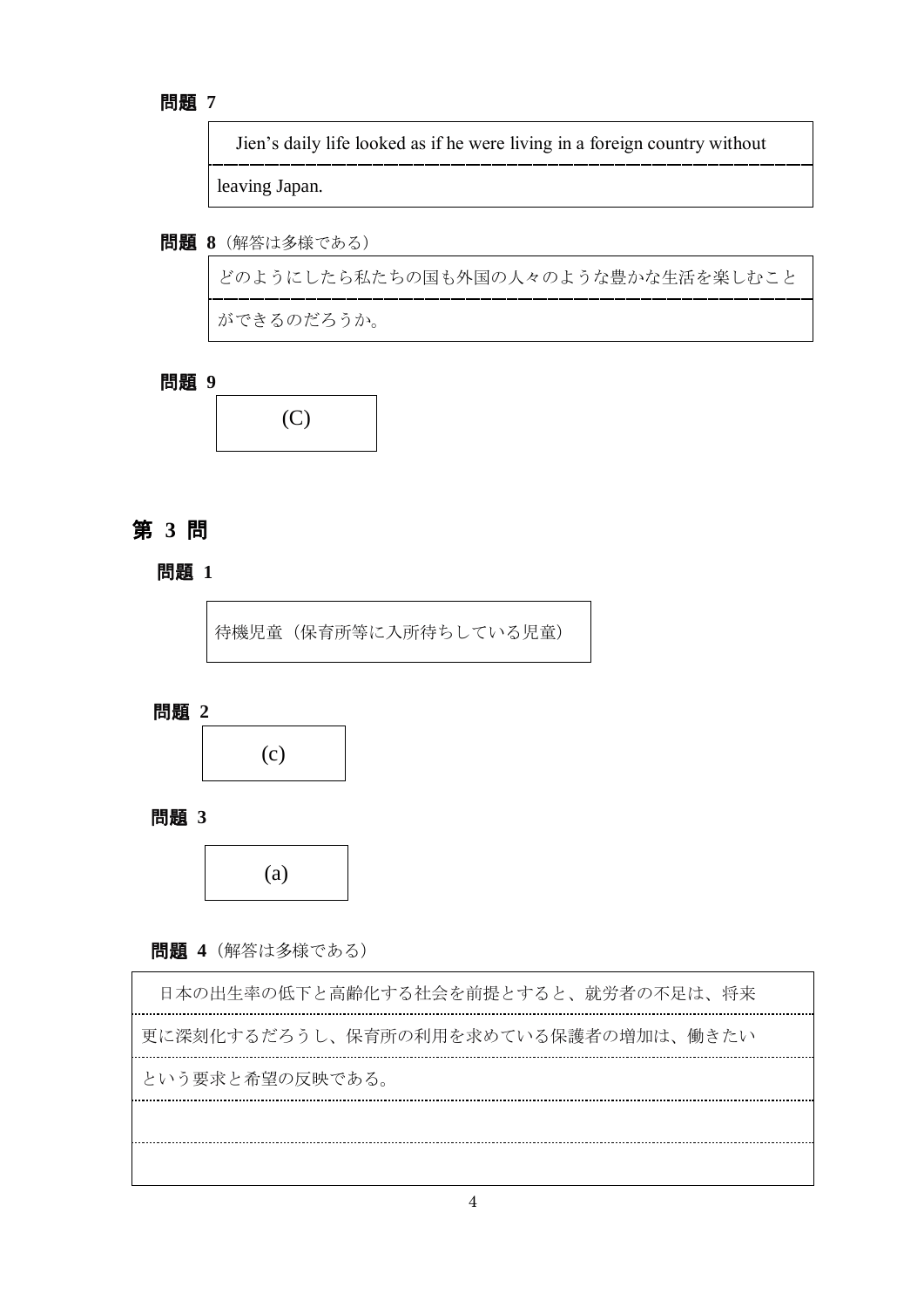**問題 7**

Jien's daily life looked as if he were living in a foreign country without leaving Japan.

**問題 8**（解答は多様である）

どのようにしたら私たちの国も外国の人々のような豊かな生活を楽しむことができるのだろうか。

**問題 9**

(C)

## 第 3 問

**問題 1**

待機児童（保育所等に入所待ちしている児童）

**問題 2**

(c)

**問題 3**

(a)

**問題 4**（解答は多様である）

日本の出生率の低下と高齢化する社会を前提とすると、就労者の不足は、将来更に深刻化するだろうし、保育所の利用を求めている保護者の増加は、働きたいという要求と希望の反映である。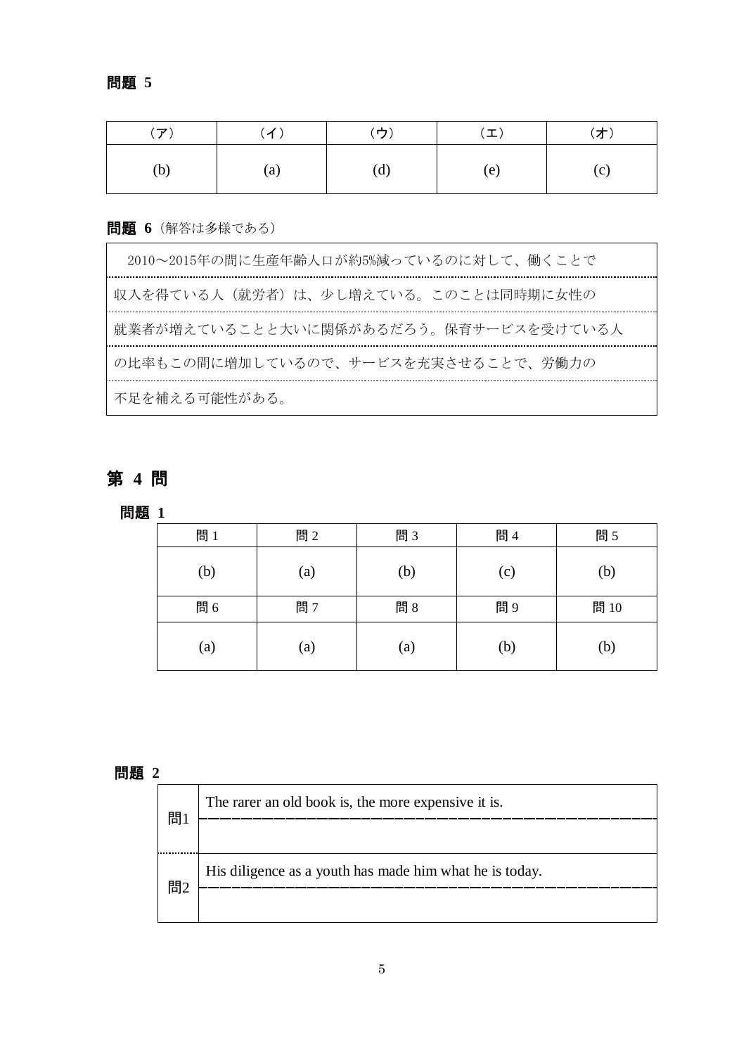**問題 5**

| （ア） | （イ） | （ウ） | （エ） | （オ） |
|---|---|---|---|---|
| (b) | (a) | (d) | (e) | (c) |

**問題 6**（解答は多様である）

2010～2015年の間に生産年齢人口が約5%減っているのに対して、働くことで収入を得ている人（就労者）は、少し増えている。このことは同時期に女性の就業者が増えていることと大いに関係があるだろう。保育サービスを受けている人の比率もこの間に増加しているので、サービスを充実させることで、労働力の不足を補える可能性がある。

## 第 4 問

**問題 1**

| 問 1 | 問 2 | 問 3 | 問 4 | 問 5 |
|---|---|---|---|---|
| (b) | (a) | (b) | (c) | (b) |
| **問 6** | **問 7** | **問 8** | **問 9** | **問 10** |
| (a) | (a) | (a) | (b) | (b) |

**問題 2**

| | |
|---|---|
| 問1 | The rarer an old book is, the more expensive it is. |
| 問2 | His diligence as a youth has made him what he is today. |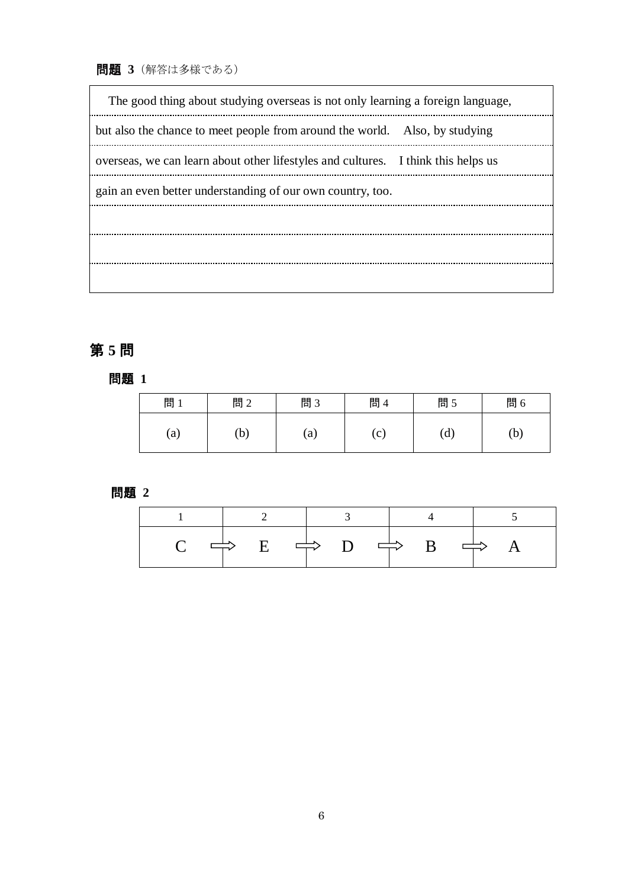**問題 3**（解答は多様である）

The good thing about studying overseas is not only learning a foreign language, but also the chance to meet people from around the world. Also, by studying overseas, we can learn about other lifestyles and cultures. I think this helps us gain an even better understanding of our own country, too.

## 第 5 問

### 問題 1

| 問 1 | 問 2 | 問 3 | 問 4 | 問 5 | 問 6 |
|---|---|---|---|---|---|
| (a) | (b) | (a) | (c) | (d) | (b) |

### 問題 2

| 1 | 2 | 3 | 4 | 5 |
|---|---|---|---|---|
| C ⇨ | E ⇨ | D ⇨ | B ⇨ | A |